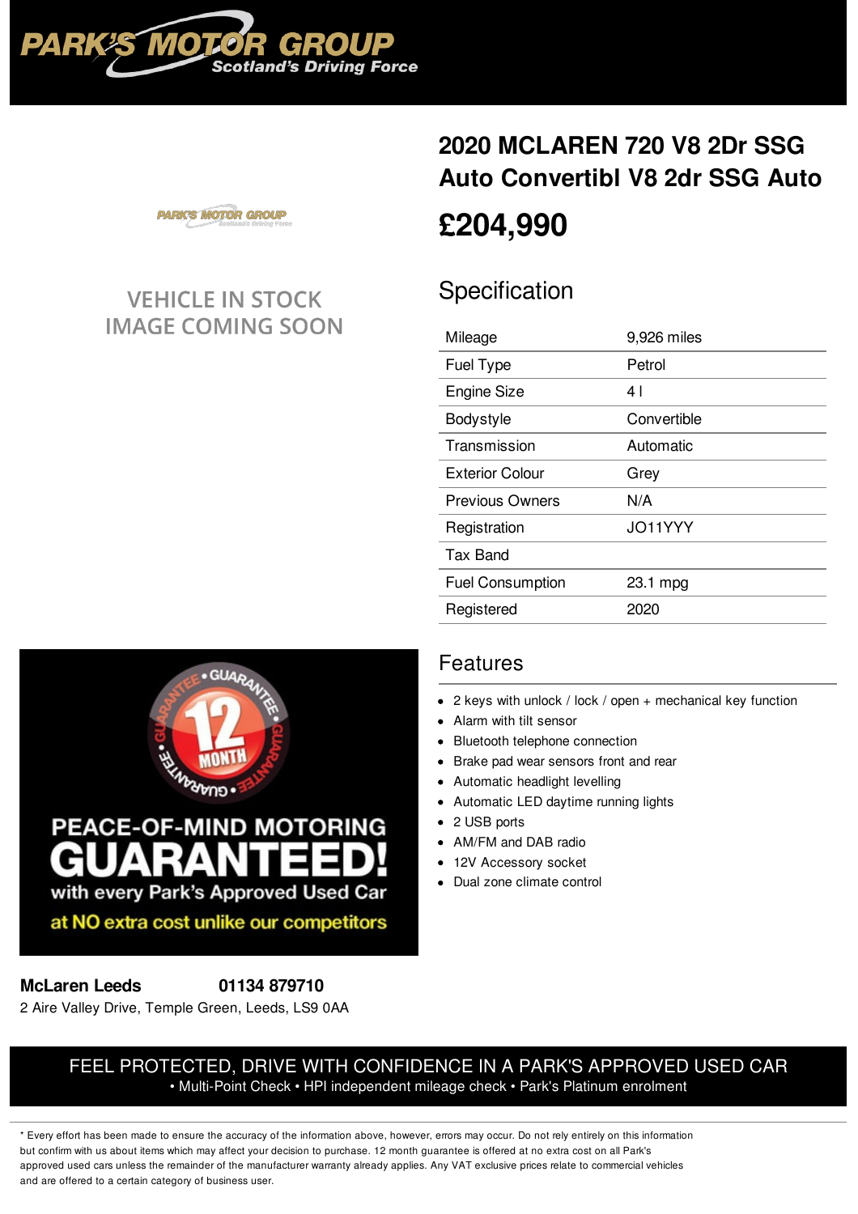# 2020 MCLAREN 720 V8 2Dr SSG Auto Convertibl V8 2dr SSG Auto

## £204,990

VEHICLE IN STOCK
IMAGE COMING SOON

## Specification

| | |
|---|---|
| Mileage | 9,926 miles |
| Fuel Type | Petrol |
| Engine Size | 4 l |
| Bodystyle | Convertible |
| Transmission | Automatic |
| Exterior Colour | Grey |
| Previous Owners | N/A |
| Registration | JO11YYY |
| Tax Band | |
| Fuel Consumption | 23.1 mpg |
| Registered | 2020 |

## Features

- 2 keys with unlock / lock / open + mechanical key function
- Alarm with tilt sensor
- Bluetooth telephone connection
- Brake pad wear sensors front and rear
- Automatic headlight levelling
- Automatic LED daytime running lights
- 2 USB ports
- AM/FM and DAB radio
- 12V Accessory socket
- Dual zone climate control

12 MONTH GUARANTEE

PEACE-OF-MIND MOTORING
**GUARANTEED!**
with every Park's Approved Used Car
at NO extra cost unlike our competitors

**McLaren Leeds** **01134 879710**
2 Aire Valley Drive, Temple Green, Leeds, LS9 0AA

FEEL PROTECTED, DRIVE WITH CONFIDENCE IN A PARK'S APPROVED USED CAR
• Multi-Point Check • HPI independent mileage check • Park's Platinum enrolment

* Every effort has been made to ensure the accuracy of the information above, however, errors may occur. Do not rely entirely on this information but confirm with us about items which may affect your decision to purchase. 12 month guarantee is offered at no extra cost on all Park's approved used cars unless the remainder of the manufacturer warranty already applies. Any VAT exclusive prices relate to commercial vehicles and are offered to a certain category of business user.